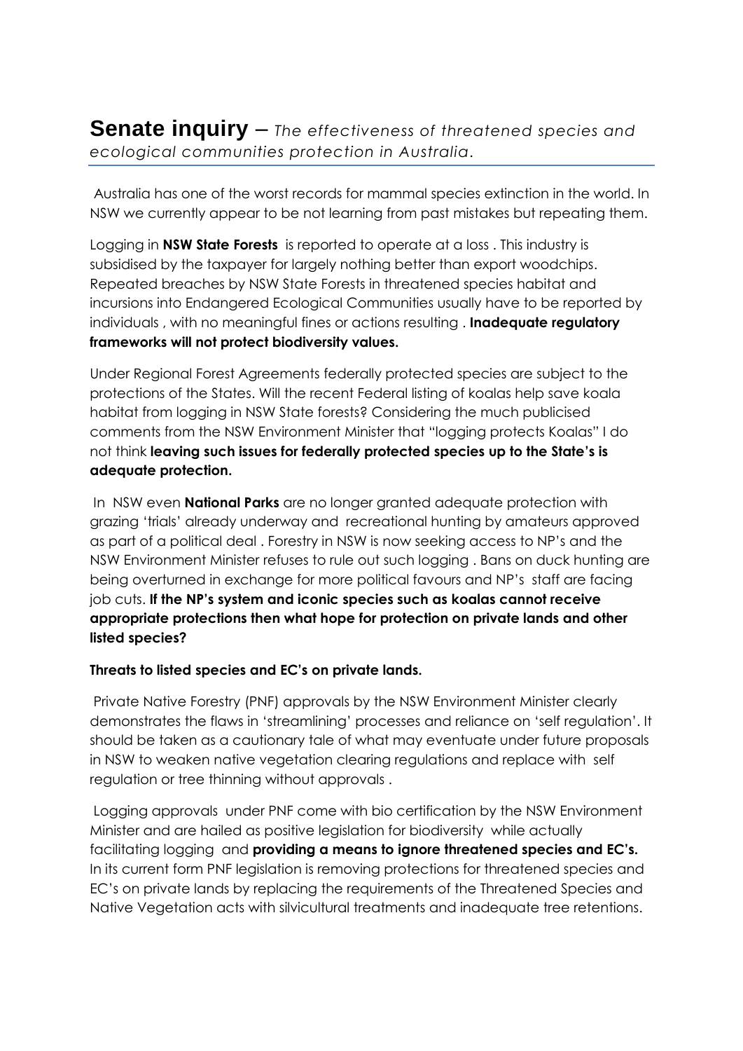# **Senate inquiry** – *The effectiveness of threatened species and ecological communities protection in Australia.*

Australia has one of the worst records for mammal species extinction in the world. In NSW we currently appear to be not learning from past mistakes but repeating them.

Logging in **NSW State Forests** is reported to operate at a loss . This industry is subsidised by the taxpayer for largely nothing better than export woodchips. Repeated breaches by NSW State Forests in threatened species habitat and incursions into Endangered Ecological Communities usually have to be reported by individuals , with no meaningful fines or actions resulting . **Inadequate regulatory frameworks will not protect biodiversity values.**

Under Regional Forest Agreements federally protected species are subject to the protections of the States. Will the recent Federal listing of koalas help save koala habitat from logging in NSW State forests? Considering the much publicised comments from the NSW Environment Minister that "logging protects Koalas" I do not think **leaving such issues for federally protected species up to the State's is adequate protection.**

In NSW even **National Parks** are no longer granted adequate protection with grazing 'trials' already underway and recreational hunting by amateurs approved as part of a political deal . Forestry in NSW is now seeking access to NP's and the NSW Environment Minister refuses to rule out such logging . Bans on duck hunting are being overturned in exchange for more political favours and NP's staff are facing job cuts. **If the NP's system and iconic species such as koalas cannot receive appropriate protections then what hope for protection on private lands and other listed species?**

**Threats to listed species and EC's on private lands.**

Private Native Forestry (PNF) approvals by the NSW Environment Minister clearly demonstrates the flaws in 'streamlining' processes and reliance on 'self regulation'. It should be taken as a cautionary tale of what may eventuate under future proposals in NSW to weaken native vegetation clearing regulations and replace with self regulation or tree thinning without approvals .

Logging approvals under PNF come with bio certification by the NSW Environment Minister and are hailed as positive legislation for biodiversity while actually facilitating logging and **providing a means to ignore threatened species and EC's.** In its current form PNF legislation is removing protections for threatened species and EC's on private lands by replacing the requirements of the Threatened Species and Native Vegetation acts with silvicultural treatments and inadequate tree retentions.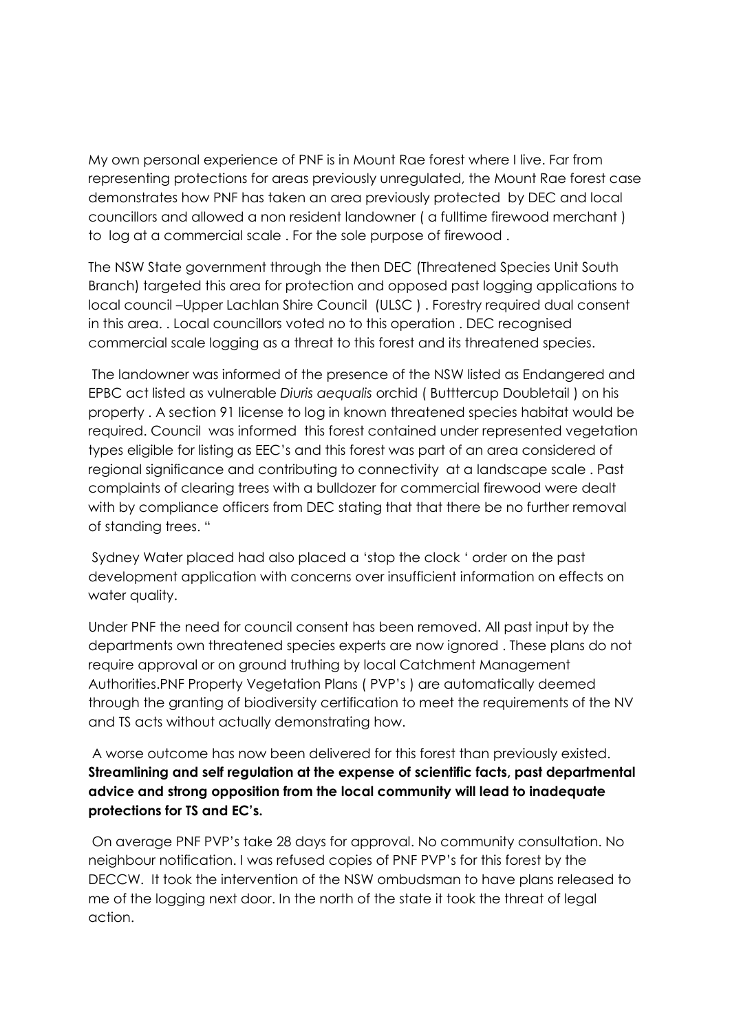My own personal experience of PNF is in Mount Rae forest where I live. Far from representing protections for areas previously unregulated, the Mount Rae forest case demonstrates how PNF has taken an area previously protected by DEC and local councillors and allowed a non resident landowner ( a fulltime firewood merchant ) to log at a commercial scale . For the sole purpose of firewood .

The NSW State government through the then DEC (Threatened Species Unit South Branch) targeted this area for protection and opposed past logging applications to local council –Upper Lachlan Shire Council (ULSC ) . Forestry required dual consent in this area. . Local councillors voted no to this operation . DEC recognised commercial scale logging as a threat to this forest and its threatened species.

The landowner was informed of the presence of the NSW listed as Endangered and EPBC act listed as vulnerable *Diuris aequalis* orchid ( Butttercup Doubletail ) on his property . A section 91 license to log in known threatened species habitat would be required. Council was informed this forest contained under represented vegetation types eligible for listing as EEC's and this forest was part of an area considered of regional significance and contributing to connectivity at a landscape scale . Past complaints of clearing trees with a bulldozer for commercial firewood were dealt with by compliance officers from DEC stating that that there be no further removal of standing trees. "

Sydney Water placed had also placed a 'stop the clock ' order on the past development application with concerns over insufficient information on effects on water quality.

Under PNF the need for council consent has been removed. All past input by the departments own threatened species experts are now ignored . These plans do not require approval or on ground truthing by local Catchment Management Authorities.PNF Property Vegetation Plans ( PVP's ) are automatically deemed through the granting of biodiversity certification to meet the requirements of the NV and TS acts without actually demonstrating how.

A worse outcome has now been delivered for this forest than previously existed. **Streamlining and self regulation at the expense of scientific facts, past departmental advice and strong opposition from the local community will lead to inadequate protections for TS and EC's.**

On average PNF PVP's take 28 days for approval. No community consultation. No neighbour notification. I was refused copies of PNF PVP's for this forest by the DECCW. It took the intervention of the NSW ombudsman to have plans released to me of the logging next door. In the north of the state it took the threat of legal action.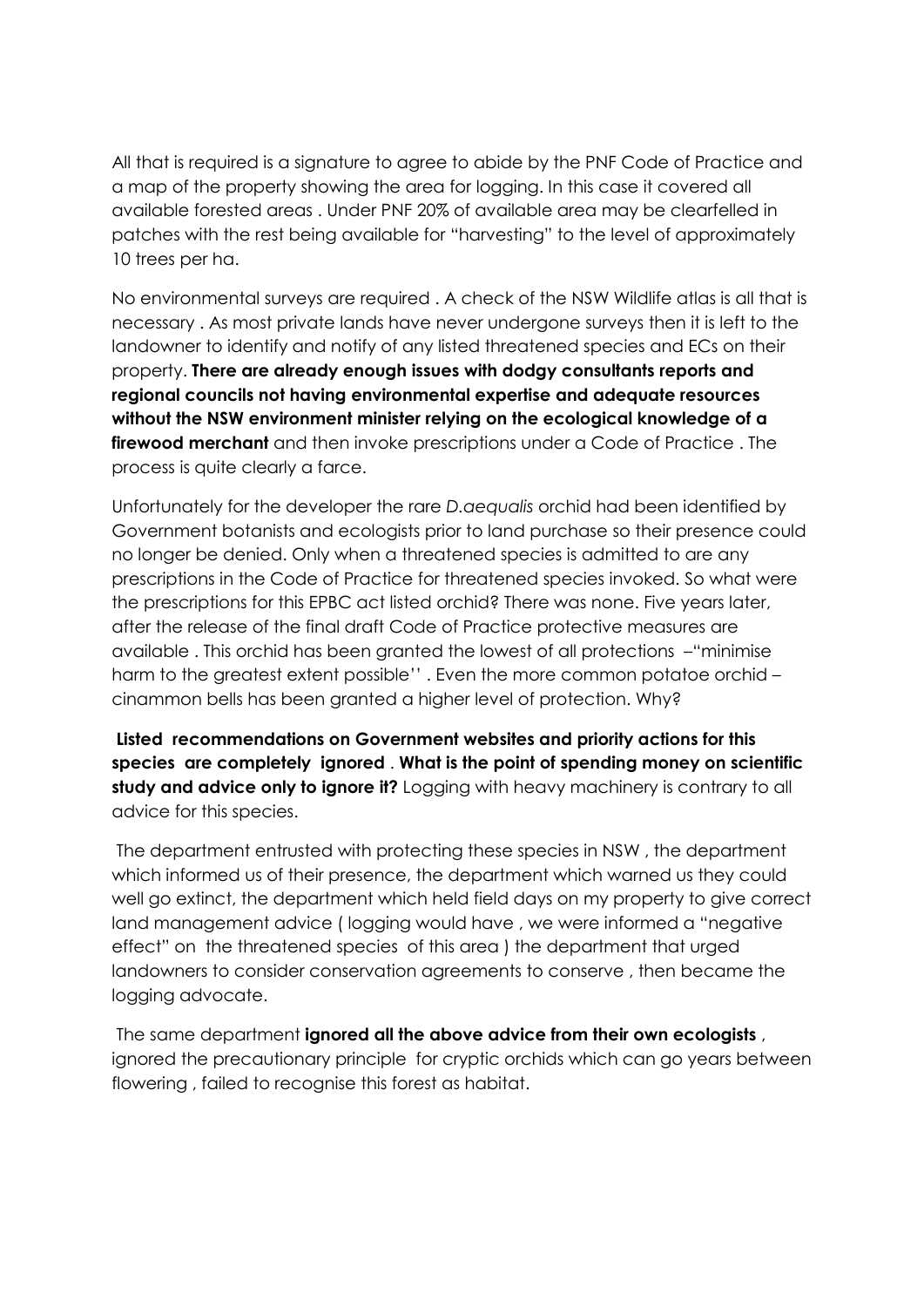All that is required is a signature to agree to abide by the PNF Code of Practice and a map of the property showing the area for logging. In this case it covered all available forested areas . Under PNF 20% of available area may be clearfelled in patches with the rest being available for "harvesting" to the level of approximately 10 trees per ha.

No environmental surveys are required . A check of the NSW Wildlife atlas is all that is necessary . As most private lands have never undergone surveys then it is left to the landowner to identify and notify of any listed threatened species and ECs on their property. **There are already enough issues with dodgy consultants reports and regional councils not having environmental expertise and adequate resources without the NSW environment minister relying on the ecological knowledge of a firewood merchant** and then invoke prescriptions under a Code of Practice . The process is quite clearly a farce.

Unfortunately for the developer the rare *D.aequalis* orchid had been identified by Government botanists and ecologists prior to land purchase so their presence could no longer be denied. Only when a threatened species is admitted to are any prescriptions in the Code of Practice for threatened species invoked. So what were the prescriptions for this EPBC act listed orchid? There was none. Five years later, after the release of the final draft Code of Practice protective measures are available . This orchid has been granted the lowest of all protections –"minimise harm to the greatest extent possible'' . Even the more common potatoe orchid – cinammon bells has been granted a higher level of protection. Why?

**Listed recommendations on Government websites and priority actions for this species are completely ignored** . **What is the point of spending money on scientific study and advice only to ignore it?** Logging with heavy machinery is contrary to all advice for this species.

The department entrusted with protecting these species in NSW , the department which informed us of their presence, the department which warned us they could well go extinct, the department which held field days on my property to give correct land management advice ( logging would have , we were informed a "negative effect" on the threatened species of this area ) the department that urged landowners to consider conservation agreements to conserve , then became the logging advocate.

The same department **ignored all the above advice from their own ecologists** , ignored the precautionary principle for cryptic orchids which can go years between flowering , failed to recognise this forest as habitat.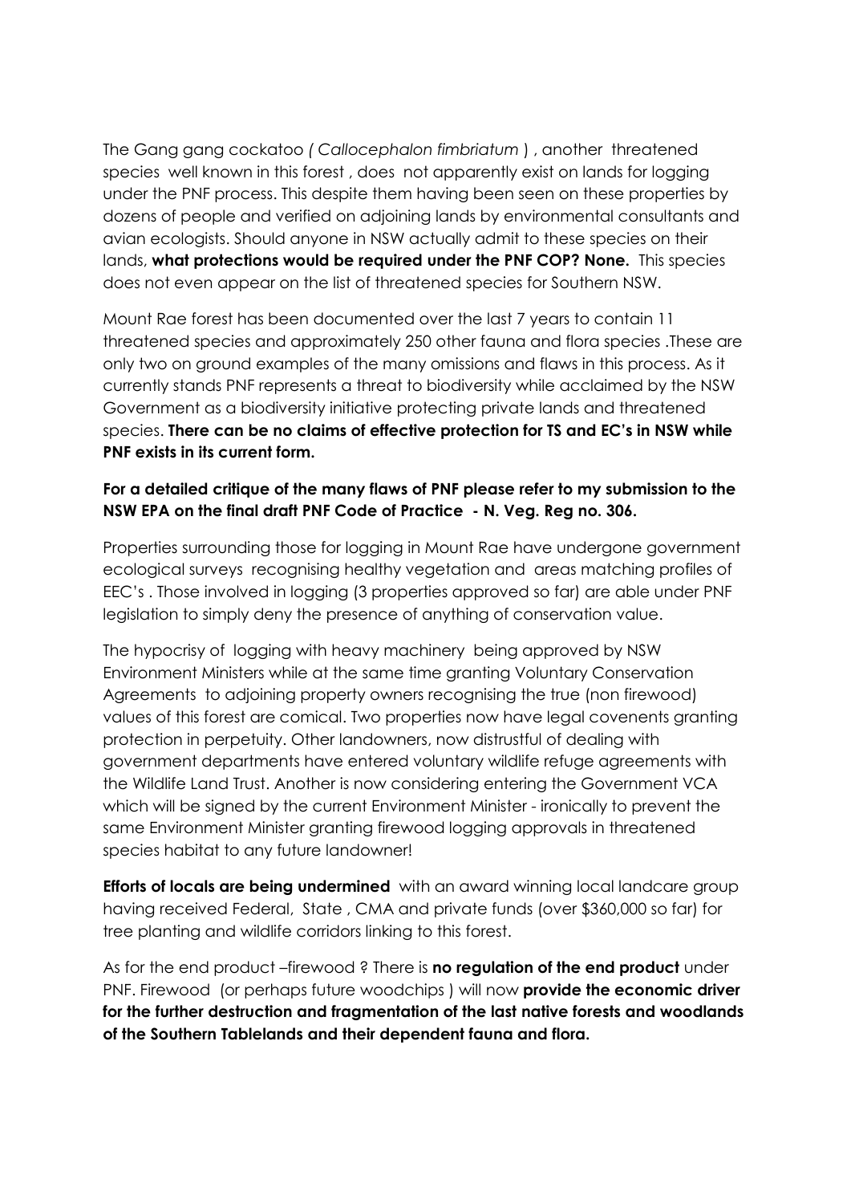The Gang gang cockatoo *( Callocephalon fimbriatum* ) , another threatened species well known in this forest , does not apparently exist on lands for logging under the PNF process. This despite them having been seen on these properties by dozens of people and verified on adjoining lands by environmental consultants and avian ecologists. Should anyone in NSW actually admit to these species on their lands, **what protections would be required under the PNF COP? None.** This species does not even appear on the list of threatened species for Southern NSW.

Mount Rae forest has been documented over the last 7 years to contain 11 threatened species and approximately 250 other fauna and flora species .These are only two on ground examples of the many omissions and flaws in this process. As it currently stands PNF represents a threat to biodiversity while acclaimed by the NSW Government as a biodiversity initiative protecting private lands and threatened species. **There can be no claims of effective protection for TS and EC's in NSW while PNF exists in its current form.**

**For a detailed critique of the many flaws of PNF please refer to my submission to the NSW EPA on the final draft PNF Code of Practice - N. Veg. Reg no. 306.**

Properties surrounding those for logging in Mount Rae have undergone government ecological surveys recognising healthy vegetation and areas matching profiles of EEC's . Those involved in logging (3 properties approved so far) are able under PNF legislation to simply deny the presence of anything of conservation value.

The hypocrisy of logging with heavy machinery being approved by NSW Environment Ministers while at the same time granting Voluntary Conservation Agreements to adjoining property owners recognising the true (non firewood) values of this forest are comical. Two properties now have legal covenents granting protection in perpetuity. Other landowners, now distrustful of dealing with government departments have entered voluntary wildlife refuge agreements with the Wildlife Land Trust. Another is now considering entering the Government VCA which will be signed by the current Environment Minister - ironically to prevent the same Environment Minister granting firewood logging approvals in threatened species habitat to any future landowner!

**Efforts of locals are being undermined** with an award winning local landcare group having received Federal, State , CMA and private funds (over $360,000 so far) for tree planting and wildlife corridors linking to this forest.

As for the end product –firewood ? There is **no regulation of the end product** under PNF. Firewood (or perhaps future woodchips ) will now **provide the economic driver for the further destruction and fragmentation of the last native forests and woodlands of the Southern Tablelands and their dependent fauna and flora.**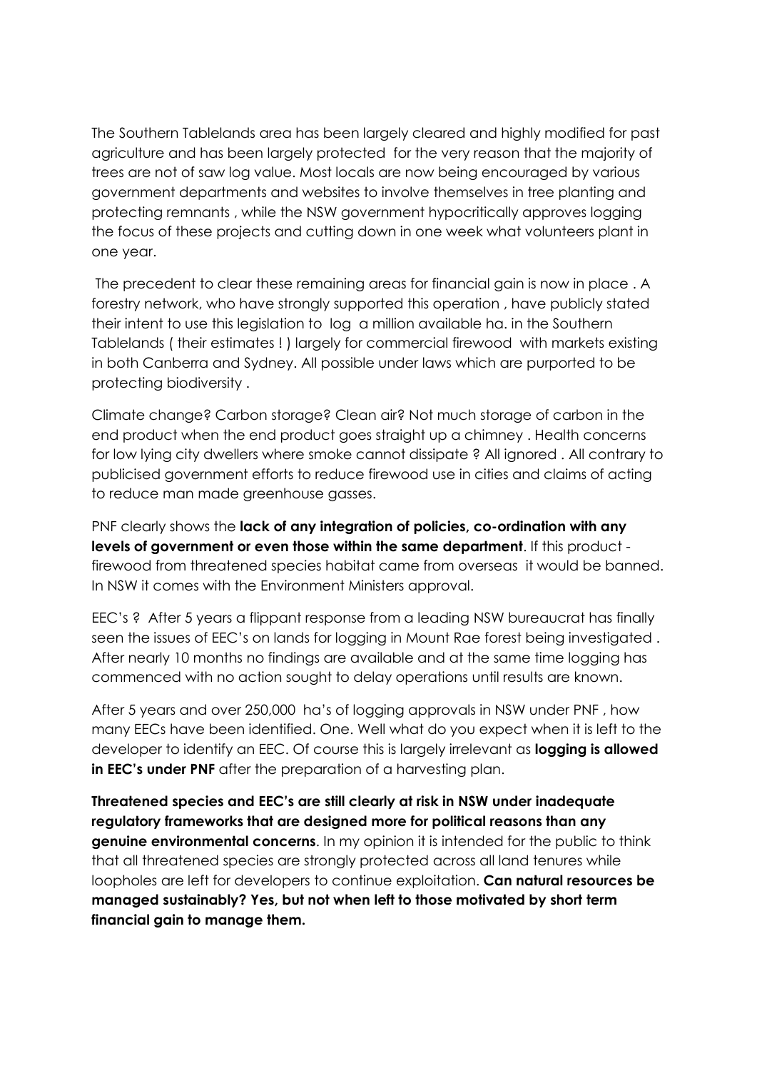The Southern Tablelands area has been largely cleared and highly modified for past agriculture and has been largely protected for the very reason that the majority of trees are not of saw log value. Most locals are now being encouraged by various government departments and websites to involve themselves in tree planting and protecting remnants , while the NSW government hypocritically approves logging the focus of these projects and cutting down in one week what volunteers plant in one year.

The precedent to clear these remaining areas for financial gain is now in place . A forestry network, who have strongly supported this operation , have publicly stated their intent to use this legislation to log a million available ha. in the Southern Tablelands ( their estimates ! ) largely for commercial firewood with markets existing in both Canberra and Sydney. All possible under laws which are purported to be protecting biodiversity .

Climate change? Carbon storage? Clean air? Not much storage of carbon in the end product when the end product goes straight up a chimney . Health concerns for low lying city dwellers where smoke cannot dissipate ? All ignored . All contrary to publicised government efforts to reduce firewood use in cities and claims of acting to reduce man made greenhouse gasses.

PNF clearly shows the **lack of any integration of policies, co-ordination with any levels of government or even those within the same department**. If this product - firewood from threatened species habitat came from overseas it would be banned. In NSW it comes with the Environment Ministers approval.

EEC's ? After 5 years a flippant response from a leading NSW bureaucrat has finally seen the issues of EEC's on lands for logging in Mount Rae forest being investigated . After nearly 10 months no findings are available and at the same time logging has commenced with no action sought to delay operations until results are known.

After 5 years and over 250,000 ha's of logging approvals in NSW under PNF , how many EECs have been identified. One. Well what do you expect when it is left to the developer to identify an EEC. Of course this is largely irrelevant as **logging is allowed in EEC's under PNF** after the preparation of a harvesting plan.

**Threatened species and EEC's are still clearly at risk in NSW under inadequate regulatory frameworks that are designed more for political reasons than any genuine environmental concerns**. In my opinion it is intended for the public to think that all threatened species are strongly protected across all land tenures while loopholes are left for developers to continue exploitation. **Can natural resources be managed sustainably? Yes, but not when left to those motivated by short term financial gain to manage them.**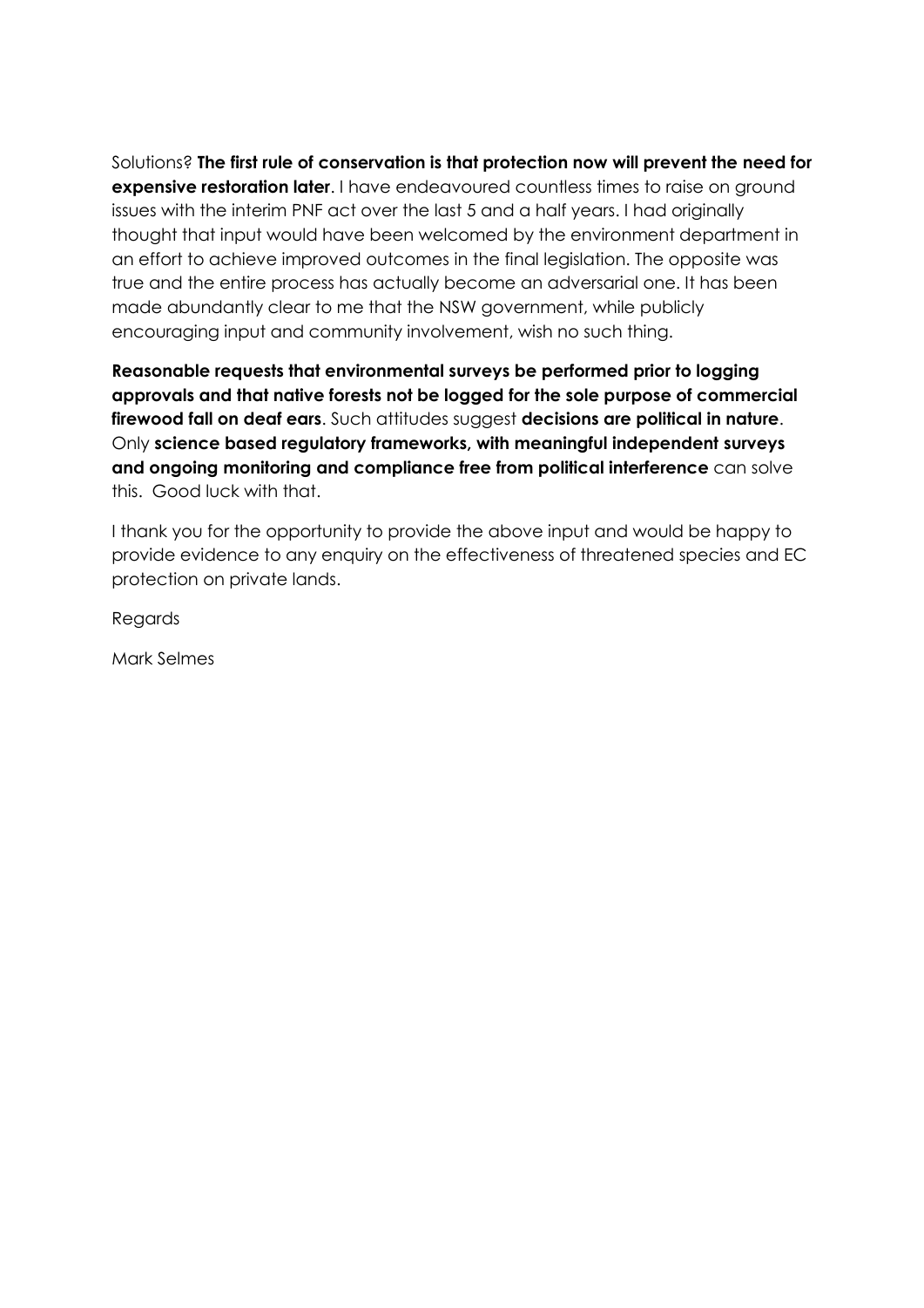Solutions? **The first rule of conservation is that protection now will prevent the need for expensive restoration later**. I have endeavoured countless times to raise on ground issues with the interim PNF act over the last 5 and a half years. I had originally thought that input would have been welcomed by the environment department in an effort to achieve improved outcomes in the final legislation. The opposite was true and the entire process has actually become an adversarial one. It has been made abundantly clear to me that the NSW government, while publicly encouraging input and community involvement, wish no such thing.

**Reasonable requests that environmental surveys be performed prior to logging approvals and that native forests not be logged for the sole purpose of commercial firewood fall on deaf ears**. Such attitudes suggest **decisions are political in nature**. Only **science based regulatory frameworks, with meaningful independent surveys and ongoing monitoring and compliance free from political interference** can solve this. Good luck with that.

I thank you for the opportunity to provide the above input and would be happy to provide evidence to any enquiry on the effectiveness of threatened species and EC protection on private lands.

Regards

Mark Selmes